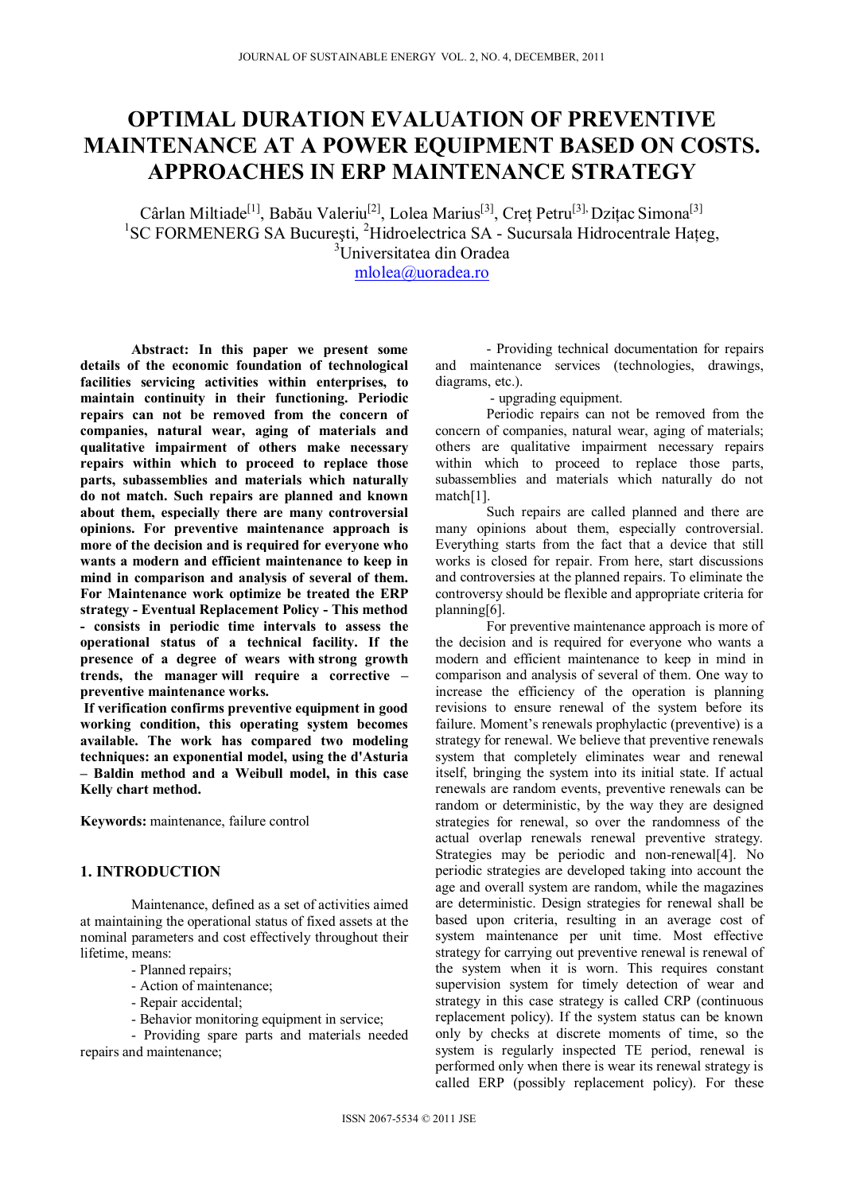# OPTIMAL DURATION EVALUATION OF PREVENTIVE MAINTENANCE AT A POWER EQUIPMENT BASED ON COSTS. APPROACHES IN ERP MAINTENANCE STRATEGY

Cârlan Miltiade[1], Babău Valeriu[2], Lolea Marius[3], Creț Petru[3], Dzițac Simona[3]
[1]SC FORMENERG SA București, [2]Hidroelectrica SA - Sucursala Hidrocentrale Hațeg,
[3]Universitatea din Oradea
mlolea@uoradea.ro

**Abstract: In this paper we present some details of the economic foundation of technological facilities servicing activities within enterprises, to maintain continuity in their functioning. Periodic repairs can not be removed from the concern of companies, natural wear, aging of materials and qualitative impairment of others make necessary repairs within which to proceed to replace those parts, subassemblies and materials which naturally do not match. Such repairs are planned and known about them, especially there are many controversial opinions. For preventive maintenance approach is more of the decision and is required for everyone who wants a modern and efficient maintenance to keep in mind in comparison and analysis of several of them. For Maintenance work optimize be treated the ERP strategy - Eventual Replacement Policy - This method - consists in periodic time intervals to assess the operational status of a technical facility. If the presence of a degree of wears with strong growth trends, the manager will require a corrective – preventive maintenance works.**

**If verification confirms preventive equipment in good working condition, this operating system becomes available. The work has compared two modeling techniques: an exponential model, using the d'Asturia – Baldin method and a Weibull model, in this case Kelly chart method.**

**Keywords:** maintenance, failure control

## 1. INTRODUCTION

Maintenance, defined as a set of activities aimed at maintaining the operational status of fixed assets at the nominal parameters and cost effectively throughout their lifetime, means:

- Planned repairs;
- Action of maintenance;
- Repair accidental;
- Behavior monitoring equipment in service;
- Providing spare parts and materials needed repairs and maintenance;
- Providing technical documentation for repairs and maintenance services (technologies, drawings, diagrams, etc.).
- upgrading equipment.

Periodic repairs can not be removed from the concern of companies, natural wear, aging of materials; others are qualitative impairment necessary repairs within which to proceed to replace those parts, subassemblies and materials which naturally do not match[1].

Such repairs are called planned and there are many opinions about them, especially controversial. Everything starts from the fact that a device that still works is closed for repair. From here, start discussions and controversies at the planned repairs. To eliminate the controversy should be flexible and appropriate criteria for planning[6].

For preventive maintenance approach is more of the decision and is required for everyone who wants a modern and efficient maintenance to keep in mind in comparison and analysis of several of them. One way to increase the efficiency of the operation is planning revisions to ensure renewal of the system before its failure. Moment's renewals prophylactic (preventive) is a strategy for renewal. We believe that preventive renewals system that completely eliminates wear and renewal itself, bringing the system into its initial state. If actual renewals are random events, preventive renewals can be random or deterministic, by the way they are designed strategies for renewal, so over the randomness of the actual overlap renewals renewal preventive strategy. Strategies may be periodic and non-renewal[4]. No periodic strategies are developed taking into account the age and overall system are random, while the magazines are deterministic. Design strategies for renewal shall be based upon criteria, resulting in an average cost of system maintenance per unit time. Most effective strategy for carrying out preventive renewal is renewal of the system when it is worn. This requires constant supervision system for timely detection of wear and strategy in this case strategy is called CRP (continuous replacement policy). If the system status can be known only by checks at discrete moments of time, so the system is regularly inspected TE period, renewal is performed only when there is wear its renewal strategy is called ERP (possibly replacement policy). For these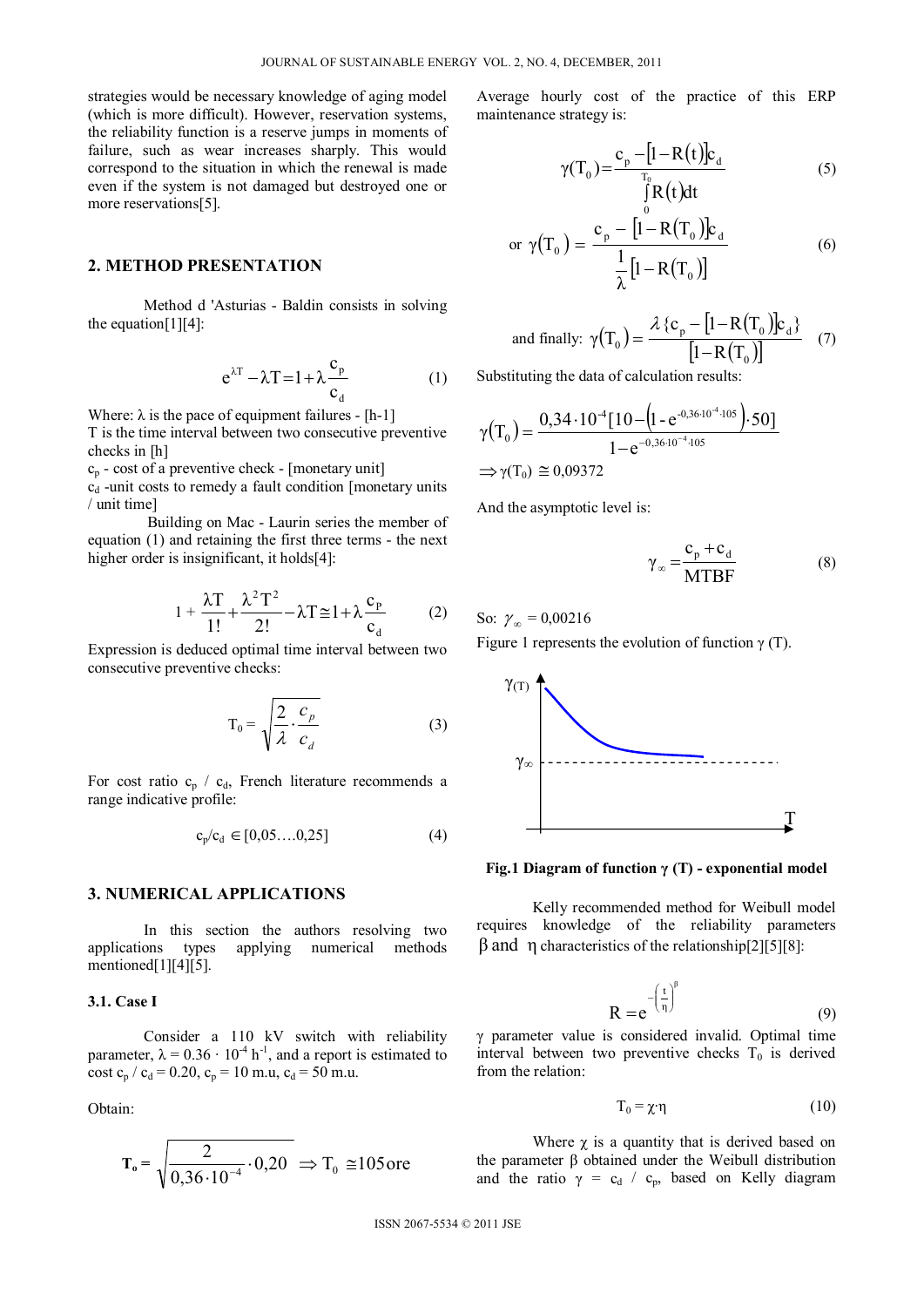strategies would be necessary knowledge of aging model (which is more difficult). However, reservation systems, the reliability function is a reserve jumps in moments of failure, such as wear increases sharply. This would correspond to the situation in which the renewal is made even if the system is not damaged but destroyed one or more reservations[5].

## 2. METHOD PRESENTATION

Method d 'Asturias - Baldin consists in solving the equation[1][4]:

$$e^{\lambda T} - \lambda T = 1 + \lambda \frac{c_p}{c_d} \tag{1}$$

Where: $\lambda$ is the pace of equipment failures - [h-1]

T is the time interval between two consecutive preventive checks in [h]

$c_p$ - cost of a preventive check - [monetary unit]

$c_d$ -unit costs to remedy a fault condition [monetary units / unit time]

Building on Mac - Laurin series the member of equation (1) and retaining the first three terms - the next higher order is insignificant, it holds[4]:

$$1 + \frac{\lambda T}{1!} + \frac{\lambda^2 T^2}{2!} - \lambda T \cong 1 + \lambda \frac{c_P}{c_d} \tag{2}$$

Expression is deduced optimal time interval between two consecutive preventive checks:

$$T_0 = \sqrt{\frac{2}{\lambda} \cdot \frac{c_p}{c_d}} \tag{3}$$

For cost ratio $c_p$ / $c_d$, French literature recommends a range indicative profile:

$$c_p/c_d \in [0{,}05 \ldots 0{,}25] \tag{4}$$

## 3. NUMERICAL APPLICATIONS

In this section the authors resolving two applications types applying numerical methods mentioned[1][4][5].

### 3.1. Case I

Consider a 110 kV switch with reliability parameter, $\lambda = 0.36 \cdot 10^{-4}\ h^{-1}$, and a report is estimated to cost $c_p / c_d = 0.20$, $c_p = 10$ m.u, $c_d = 50$ m.u.

Obtain:

$$\mathbf{T_o} = \sqrt{\frac{2}{0{,}36 \cdot 10^{-4}} \cdot 0{,}20} \Rightarrow T_0 \cong 105\text{ore}$$

Average hourly cost of the practice of this ERP maintenance strategy is:

$$\gamma(T_0) = \frac{c_p - [1 - R(t)]c_d}{\int_0^{T_0} R(t)dt} \tag{5}$$

$$\text{or } \gamma(T_0) = \frac{c_p - [1 - R(T_0)]c_d}{\frac{1}{\lambda}[1 - R(T_0)]} \tag{6}$$

$$\text{and finally: } \gamma(T_0) = \frac{\lambda \{c_p - [1 - R(T_0)]c_d\}}{[1 - R(T_0)]} \tag{7}$$

Substituting the data of calculation results:

$$\gamma(T_0) = \frac{0{,}34 \cdot 10^{-4}[10 - (1 - e^{-0{,}36 \cdot 10^{-4} \cdot 105}) \cdot 50]}{1 - e^{-0{,}36 \cdot 10^{-4} \cdot 105}}$$

$$\Rightarrow \gamma(T_0) \cong 0{,}09372$$

And the asymptotic level is:

$$\gamma_\infty = \frac{c_p + c_d}{MTBF} \tag{8}$$

So: $\gamma_\infty = 0{,}00216$

Figure 1 represents the evolution of function γ (T).

**Fig.1 Diagram of function γ (T) - exponential model**

Kelly recommended method for Weibull model requires knowledge of the reliability parameters β and η characteristics of the relationship[2][5][8]:

$$R = e^{-\left(\frac{t}{\eta}\right)^\beta} \tag{9}$$

γ parameter value is considered invalid. Optimal time interval between two preventive checks $T_0$ is derived from the relation:

$$T_0 = \chi \cdot \eta \tag{10}$$

Where χ is a quantity that is derived based on the parameter β obtained under the Weibull distribution and the ratio $\gamma = c_d / c_p$, based on Kelly diagram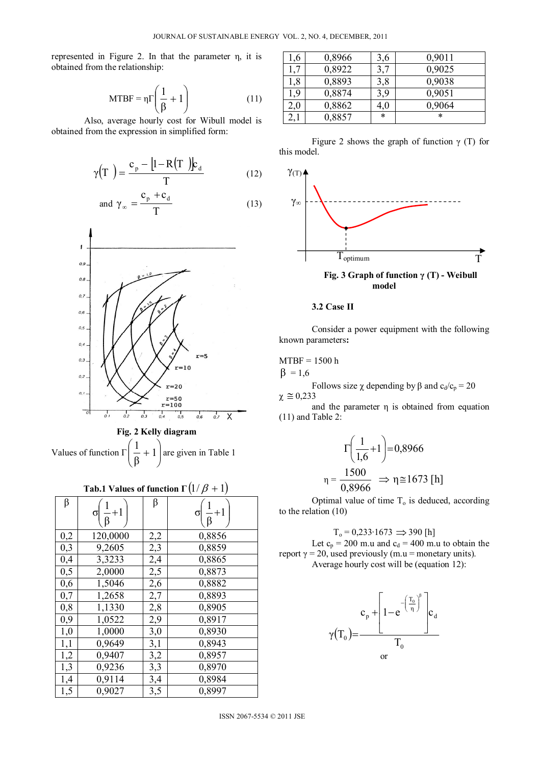represented in Figure 2. In that the parameter η, it is obtained from the relationship:

$$\text{MTBF} = \eta\Gamma\left(\frac{1}{\beta}+1\right) \tag{11}$$

Also, average hourly cost for Wibull model is obtained from the expression in simplified form:

$$\gamma(T) = \frac{c_p - [1-R(T)]c_d}{T} \tag{12}$$

$$\text{and } \gamma_\infty = \frac{c_p + c_d}{T} \tag{13}$$

**Fig. 2 Kelly diagram**

Values of function $\Gamma\left(\frac{1}{\beta}+1\right)$ are given in Table 1

**Tab.1 Values of function $\Gamma(1/\beta+1)$**

| β | $\sigma\left(\frac{1}{\beta}+1\right)$ | β | $\sigma\left(\frac{1}{\beta}+1\right)$ |
|---|---|---|---|
| 0,2 | 120,0000 | 2,2 | 0,8856 |
| 0,3 | 9,2605 | 2,3 | 0,8859 |
| 0,4 | 3,3233 | 2,4 | 0,8865 |
| 0,5 | 2,0000 | 2,5 | 0,8873 |
| 0,6 | 1,5046 | 2,6 | 0,8882 |
| 0,7 | 1,2658 | 2,7 | 0,8893 |
| 0,8 | 1,1330 | 2,8 | 0,8905 |
| 0,9 | 1,0522 | 2,9 | 0,8917 |
| 1,0 | 1,0000 | 3,0 | 0,8930 |
| 1,1 | 0,9649 | 3,1 | 0,8943 |
| 1,2 | 0,9407 | 3,2 | 0,8957 |
| 1,3 | 0,9236 | 3,3 | 0,8970 |
| 1,4 | 0,9114 | 3,4 | 0,8984 |
| 1,5 | 0,9027 | 3,5 | 0,8997 |
| 1,6 | 0,8966 | 3,6 | 0,9011 |
| 1,7 | 0,8922 | 3,7 | 0,9025 |
| 1,8 | 0,8893 | 3,8 | 0,9038 |
| 1,9 | 0,8874 | 3,9 | 0,9051 |
| 2,0 | 0,8862 | 4,0 | 0,9064 |
| 2,1 | 0,8857 | * | * |

Figure 2 shows the graph of function γ (T) for this model.

**Fig. 3 Graph of function γ (T) - Weibull model**

### 3.2 Case II

Consider a power equipment with the following known parameters**:**

MTBF = 1500 h

β = 1,6

Follows size χ depending by β and $c_d/c_p = 20$

χ ≅ 0,233

and the parameter η is obtained from equation (11) and Table 2:

$$\Gamma\left(\frac{1}{1{,}6}+1\right)=0{,}8966$$

$$\eta = \frac{1500}{0{,}8966} \Rightarrow \eta \cong 1673\ [\text{h}]$$

Optimal value of time $T_o$ is deduced, according to the relation (10)

$$T_o = 0{,}233 \cdot 1673 \Rightarrow 390\ [\text{h}]$$

Let $c_p = 200$ m.u and $c_d = 400$ m.u to obtain the report γ = 20, used previously (m.u = monetary units).

Average hourly cost will be (equation 12):

$$\gamma(T_0) = \frac{c_p + \left[1 - e^{-\left(\frac{T_0}{\eta}\right)^\beta}\right]c_d}{T_0}$$

or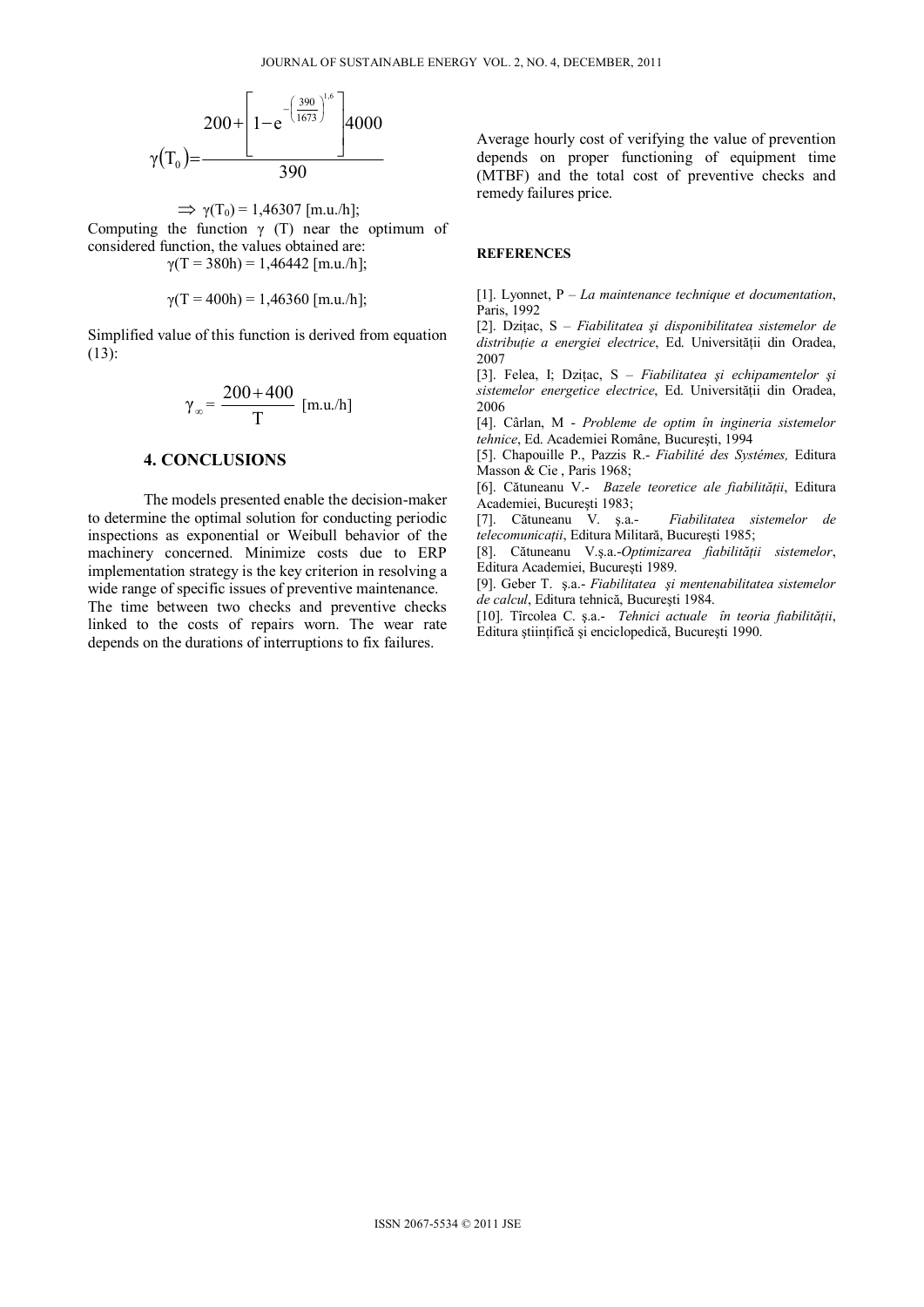$$\gamma(T_0) = \frac{200 + \left[1 - e^{-\left(\frac{390}{1673}\right)^{1,6}}\right] 4000}{390}$$

$\Rightarrow$ $\gamma(T_0)$ = 1,46307 [m.u./h];

Computing the function $\gamma$ (T) near the optimum of considered function, the values obtained are:

$\gamma$(T = 380h) = 1,46442 [m.u./h];

$\gamma$(T = 400h) = 1,46360 [m.u./h];

Simplified value of this function is derived from equation (13):

$$\gamma_\infty = \frac{200 + 400}{T} \text{ [m.u./h]}$$

## 4. CONCLUSIONS

The models presented enable the decision-maker to determine the optimal solution for conducting periodic inspections as exponential or Weibull behavior of the machinery concerned. Minimize costs due to ERP implementation strategy is the key criterion in resolving a wide range of specific issues of preventive maintenance.

The time between two checks and preventive checks linked to the costs of repairs worn. The wear rate depends on the durations of interruptions to fix failures.

Average hourly cost of verifying the value of prevention depends on proper functioning of equipment time (MTBF) and the total cost of preventive checks and remedy failures price.

### REFERENCES

[1]. Lyonnet, P – *La maintenance technique et documentation*, Paris, 1992

[2]. Dzițac, S – *Fiabilitatea şi disponibilitatea sistemelor de distribuție a energiei electrice*, Ed. Universității din Oradea, 2007

[3]. Felea, I; Dzițac, S – *Fiabilitatea şi echipamentelor şi sistemelor energetice electrice*, Ed. Universității din Oradea, 2006

[4]. Cârlan, M - *Probleme de optim în ingineria sistemelor tehnice*, Ed. Academiei Române, Bucureşti, 1994

[5]. Chapouille P., Pazzis R.- *Fiabilité des Systémes,* Editura Masson & Cie , Paris 1968;

[6]. Cătuneanu V.- *Bazele teoretice ale fiabilității*, Editura Academiei, Bucureşti 1983;

[7]. Cătuneanu V. ş.a.- *Fiabilitatea sistemelor de telecomunicații*, Editura Militară, Bucureşti 1985;

[8]. Cătuneanu V.ş.a.-*Optimizarea fiabilității sistemelor*, Editura Academiei, Bucureşti 1989.

[9]. Geber T. ş.a.- *Fiabilitatea şi mentenabilitatea sistemelor de calcul*, Editura tehnică, Bucureşti 1984.

[10]. Tîrcolea C. ş.a.- *Tehnici actuale în teoria fiabilității*, Editura ştiințifică şi enciclopedică, Bucureşti 1990.